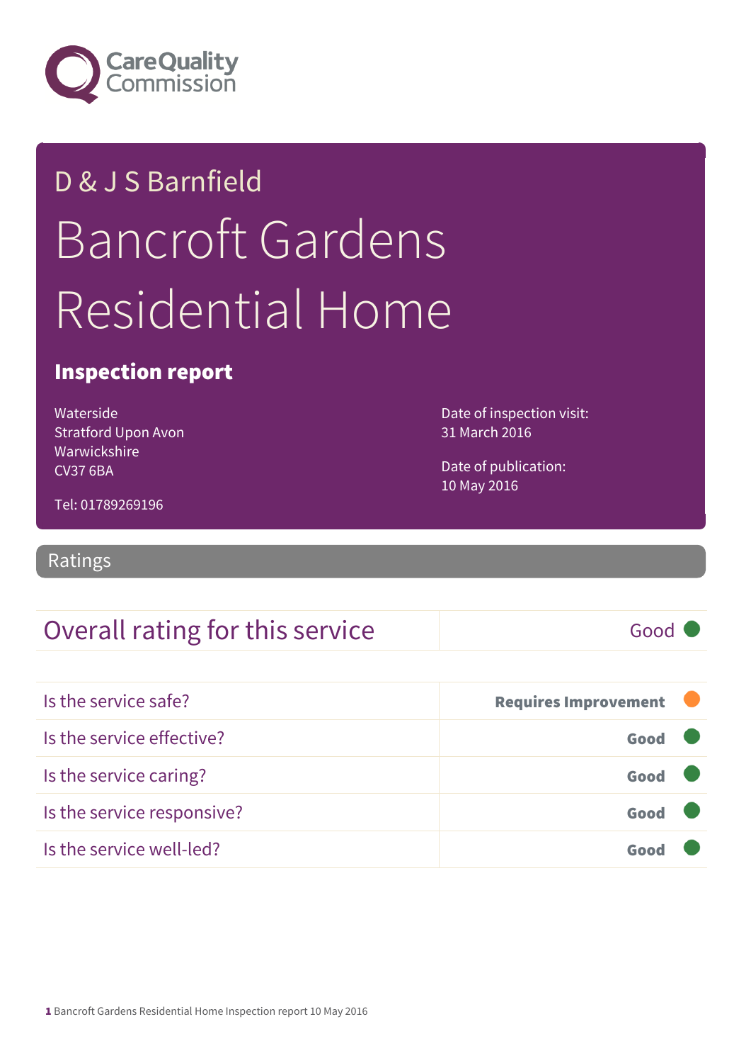Care Quality Commission

# D & J S Barnfield

# Bancroft Gardens Residential Home

## Inspection report

Waterside
Stratford Upon Avon
Warwickshire
CV37 6BA

Tel: 01789269196

Date of inspection visit:
31 March 2016

Date of publication:
10 May 2016

## Ratings

| Overall rating for this service | Good |
|---|---|

| | |
|---|---|
| Is the service safe? | **Requires Improvement** |
| Is the service effective? | **Good** |
| Is the service caring? | **Good** |
| Is the service responsive? | **Good** |
| Is the service well-led? | **Good** |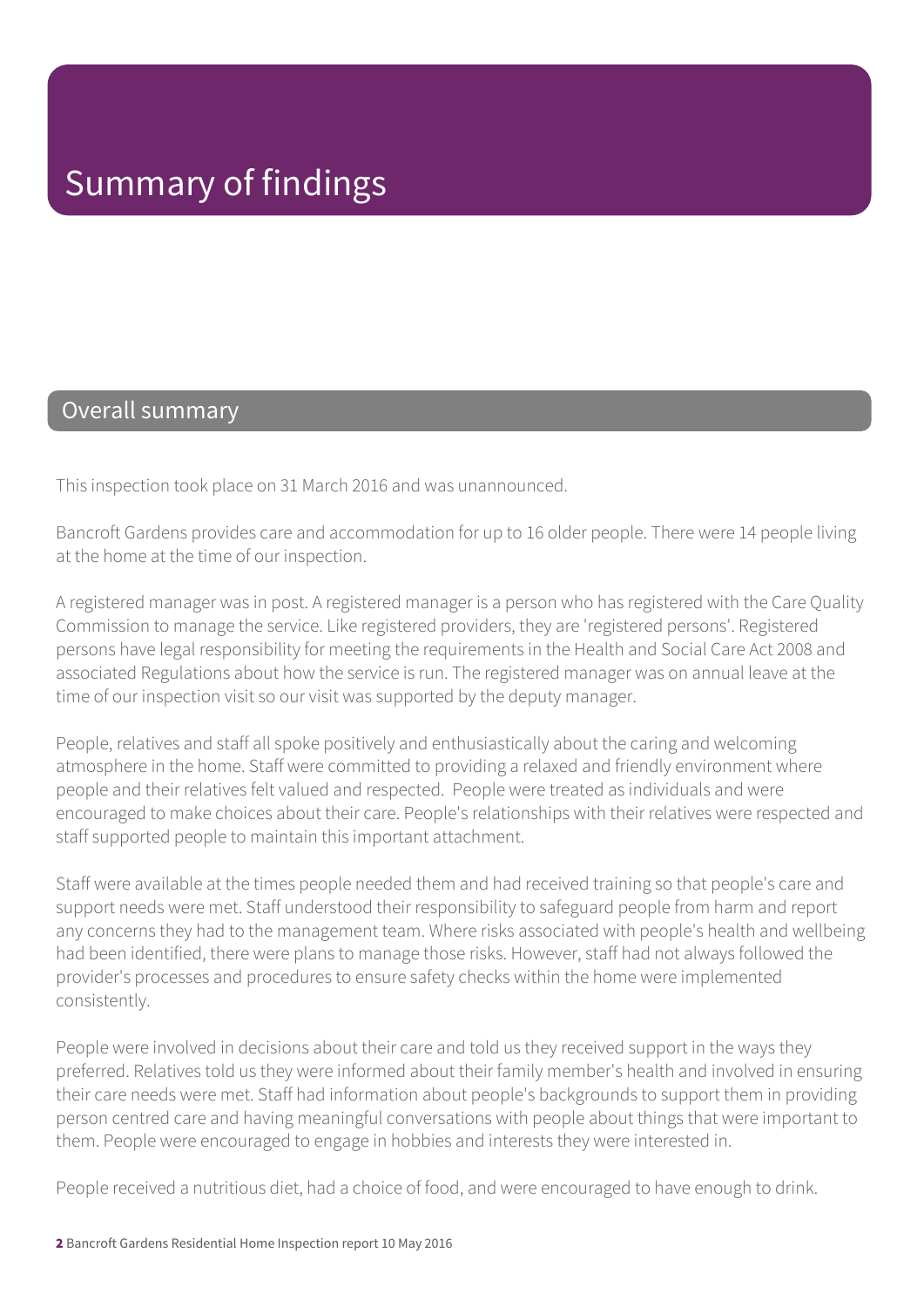# Summary of findings

## Overall summary

This inspection took place on 31 March 2016 and was unannounced.

Bancroft Gardens provides care and accommodation for up to 16 older people. There were 14 people living at the home at the time of our inspection.

A registered manager was in post. A registered manager is a person who has registered with the Care Quality Commission to manage the service. Like registered providers, they are 'registered persons'. Registered persons have legal responsibility for meeting the requirements in the Health and Social Care Act 2008 and associated Regulations about how the service is run. The registered manager was on annual leave at the time of our inspection visit so our visit was supported by the deputy manager.

People, relatives and staff all spoke positively and enthusiastically about the caring and welcoming atmosphere in the home. Staff were committed to providing a relaxed and friendly environment where people and their relatives felt valued and respected. People were treated as individuals and were encouraged to make choices about their care. People's relationships with their relatives were respected and staff supported people to maintain this important attachment.

Staff were available at the times people needed them and had received training so that people's care and support needs were met. Staff understood their responsibility to safeguard people from harm and report any concerns they had to the management team. Where risks associated with people's health and wellbeing had been identified, there were plans to manage those risks. However, staff had not always followed the provider's processes and procedures to ensure safety checks within the home were implemented consistently.

People were involved in decisions about their care and told us they received support in the ways they preferred. Relatives told us they were informed about their family member's health and involved in ensuring their care needs were met. Staff had information about people's backgrounds to support them in providing person centred care and having meaningful conversations with people about things that were important to them. People were encouraged to engage in hobbies and interests they were interested in.

People received a nutritious diet, had a choice of food, and were encouraged to have enough to drink.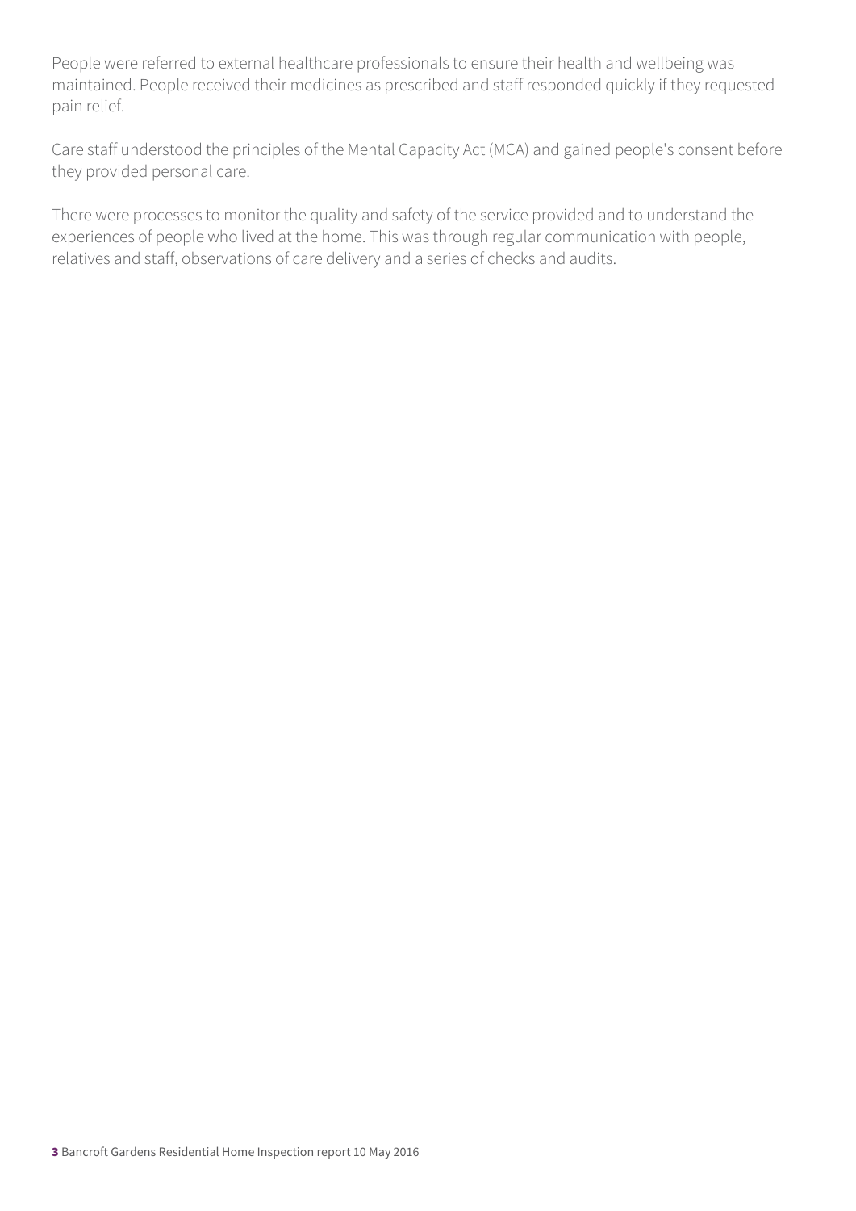People were referred to external healthcare professionals to ensure their health and wellbeing was maintained. People received their medicines as prescribed and staff responded quickly if they requested pain relief.

Care staff understood the principles of the Mental Capacity Act (MCA) and gained people's consent before they provided personal care.

There were processes to monitor the quality and safety of the service provided and to understand the experiences of people who lived at the home. This was through regular communication with people, relatives and staff, observations of care delivery and a series of checks and audits.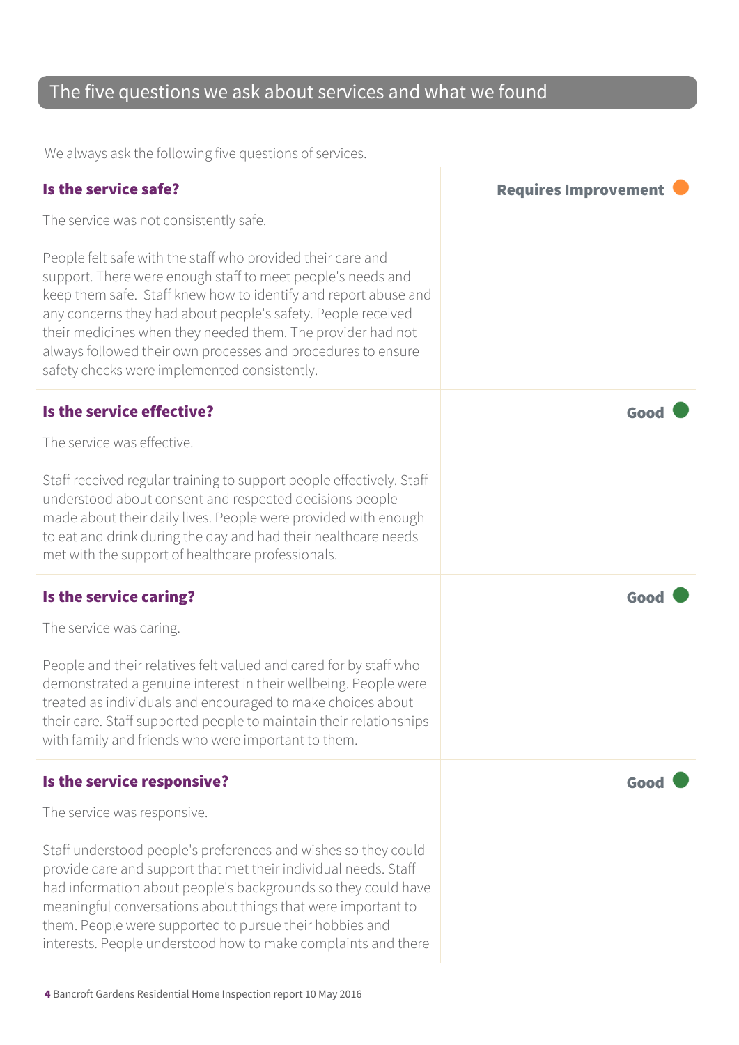## The five questions we ask about services and what we found

We always ask the following five questions of services.

### Is the service safe?

**Requires Improvement**

The service was not consistently safe.

People felt safe with the staff who provided their care and support. There were enough staff to meet people's needs and keep them safe. Staff knew how to identify and report abuse and any concerns they had about people's safety. People received their medicines when they needed them. The provider had not always followed their own processes and procedures to ensure safety checks were implemented consistently.

### Is the service effective?

**Good**

The service was effective.

Staff received regular training to support people effectively. Staff understood about consent and respected decisions people made about their daily lives. People were provided with enough to eat and drink during the day and had their healthcare needs met with the support of healthcare professionals.

### Is the service caring?

**Good**

The service was caring.

People and their relatives felt valued and cared for by staff who demonstrated a genuine interest in their wellbeing. People were treated as individuals and encouraged to make choices about their care. Staff supported people to maintain their relationships with family and friends who were important to them.

### Is the service responsive?

**Good**

The service was responsive.

Staff understood people's preferences and wishes so they could provide care and support that met their individual needs. Staff had information about people's backgrounds so they could have meaningful conversations about things that were important to them. People were supported to pursue their hobbies and interests. People understood how to make complaints and there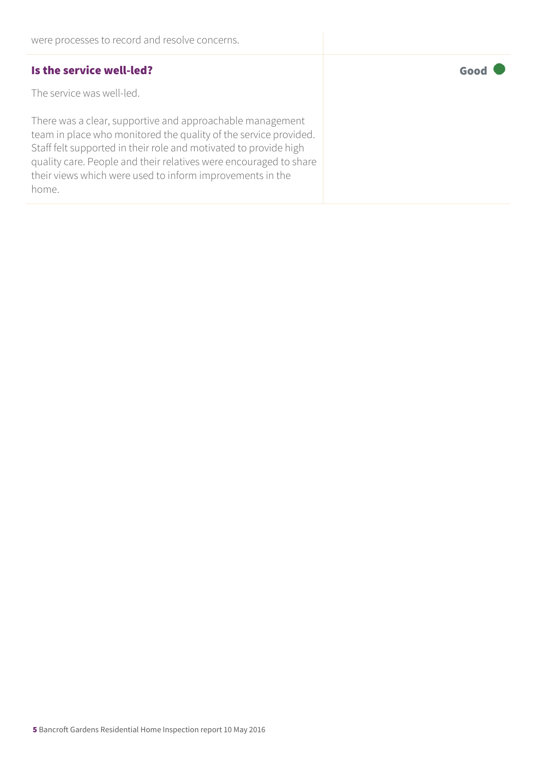were processes to record and resolve concerns.

### Is the service well-led?

**Good**

The service was well-led.

There was a clear, supportive and approachable management team in place who monitored the quality of the service provided. Staff felt supported in their role and motivated to provide high quality care. People and their relatives were encouraged to share their views which were used to inform improvements in the home.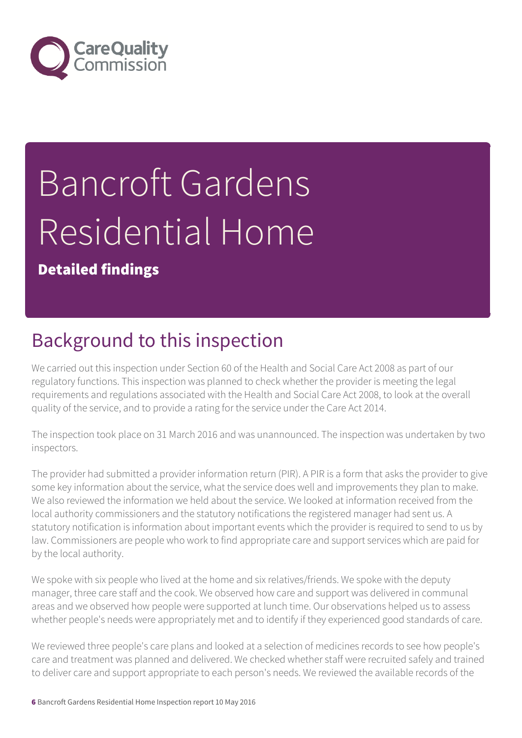# Bancroft Gardens Residential Home

**Detailed findings**

## Background to this inspection

We carried out this inspection under Section 60 of the Health and Social Care Act 2008 as part of our regulatory functions. This inspection was planned to check whether the provider is meeting the legal requirements and regulations associated with the Health and Social Care Act 2008, to look at the overall quality of the service, and to provide a rating for the service under the Care Act 2014.

The inspection took place on 31 March 2016 and was unannounced. The inspection was undertaken by two inspectors.

The provider had submitted a provider information return (PIR). A PIR is a form that asks the provider to give some key information about the service, what the service does well and improvements they plan to make. We also reviewed the information we held about the service. We looked at information received from the local authority commissioners and the statutory notifications the registered manager had sent us. A statutory notification is information about important events which the provider is required to send to us by law. Commissioners are people who work to find appropriate care and support services which are paid for by the local authority.

We spoke with six people who lived at the home and six relatives/friends. We spoke with the deputy manager, three care staff and the cook. We observed how care and support was delivered in communal areas and we observed how people were supported at lunch time. Our observations helped us to assess whether people's needs were appropriately met and to identify if they experienced good standards of care.

We reviewed three people's care plans and looked at a selection of medicines records to see how people's care and treatment was planned and delivered. We checked whether staff were recruited safely and trained to deliver care and support appropriate to each person's needs. We reviewed the available records of the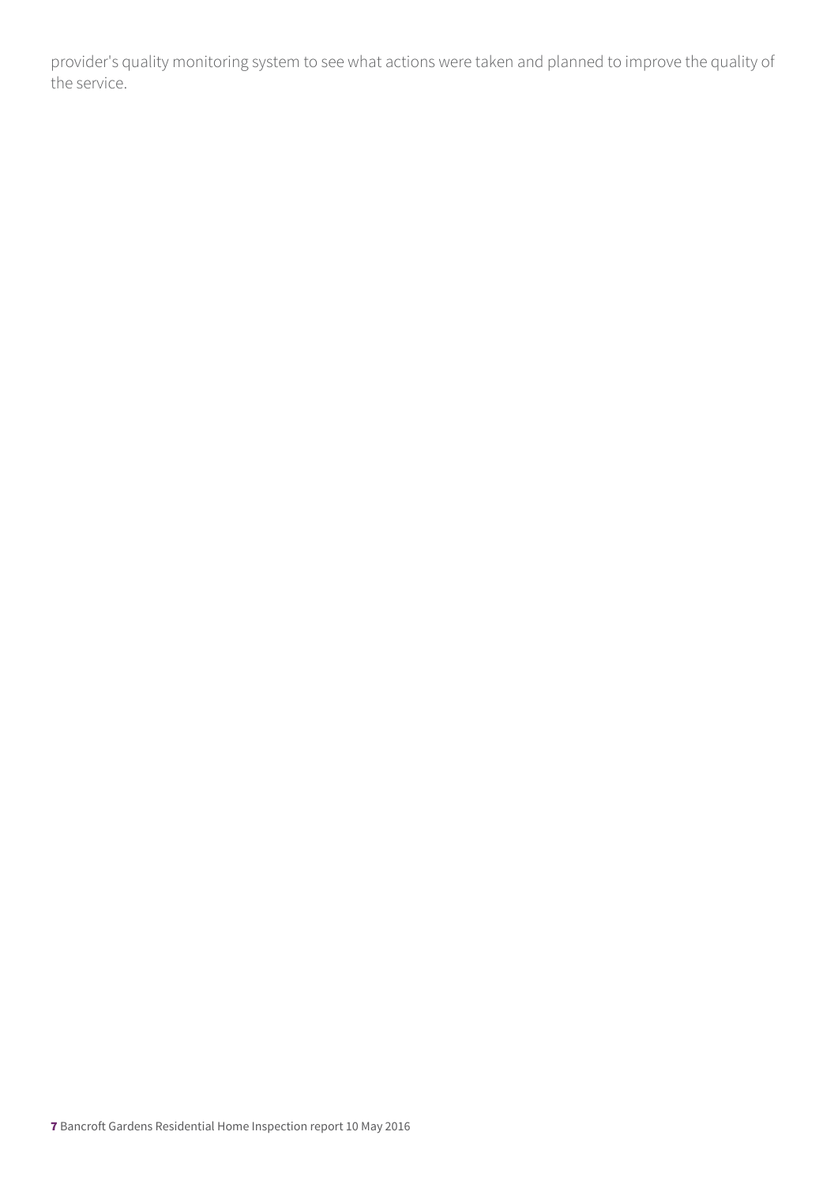provider's quality monitoring system to see what actions were taken and planned to improve the quality of the service.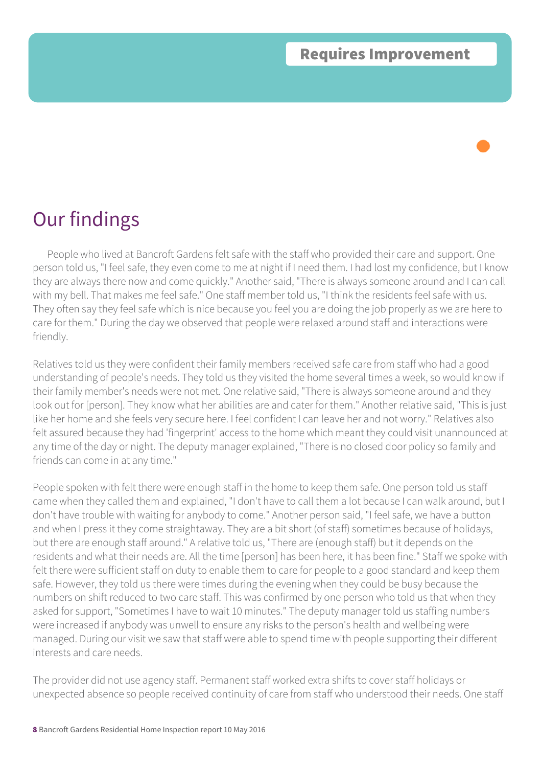Requires Improvement

# Our findings

People who lived at Bancroft Gardens felt safe with the staff who provided their care and support. One person told us, "I feel safe, they even come to me at night if I need them. I had lost my confidence, but I know they are always there now and come quickly." Another said, "There is always someone around and I can call with my bell. That makes me feel safe." One staff member told us, "I think the residents feel safe with us. They often say they feel safe which is nice because you feel you are doing the job properly as we are here to care for them." During the day we observed that people were relaxed around staff and interactions were friendly.

Relatives told us they were confident their family members received safe care from staff who had a good understanding of people's needs. They told us they visited the home several times a week, so would know if their family member's needs were not met. One relative said, "There is always someone around and they look out for [person]. They know what her abilities are and cater for them." Another relative said, "This is just like her home and she feels very secure here. I feel confident I can leave her and not worry." Relatives also felt assured because they had 'fingerprint' access to the home which meant they could visit unannounced at any time of the day or night. The deputy manager explained, "There is no closed door policy so family and friends can come in at any time."

People spoken with felt there were enough staff in the home to keep them safe. One person told us staff came when they called them and explained, "I don't have to call them a lot because I can walk around, but I don't have trouble with waiting for anybody to come." Another person said, "I feel safe, we have a button and when I press it they come straightaway. They are a bit short (of staff) sometimes because of holidays, but there are enough staff around." A relative told us, "There are (enough staff) but it depends on the residents and what their needs are. All the time [person] has been here, it has been fine." Staff we spoke with felt there were sufficient staff on duty to enable them to care for people to a good standard and keep them safe. However, they told us there were times during the evening when they could be busy because the numbers on shift reduced to two care staff. This was confirmed by one person who told us that when they asked for support, "Sometimes I have to wait 10 minutes." The deputy manager told us staffing numbers were increased if anybody was unwell to ensure any risks to the person's health and wellbeing were managed. During our visit we saw that staff were able to spend time with people supporting their different interests and care needs.

The provider did not use agency staff. Permanent staff worked extra shifts to cover staff holidays or unexpected absence so people received continuity of care from staff who understood their needs. One staff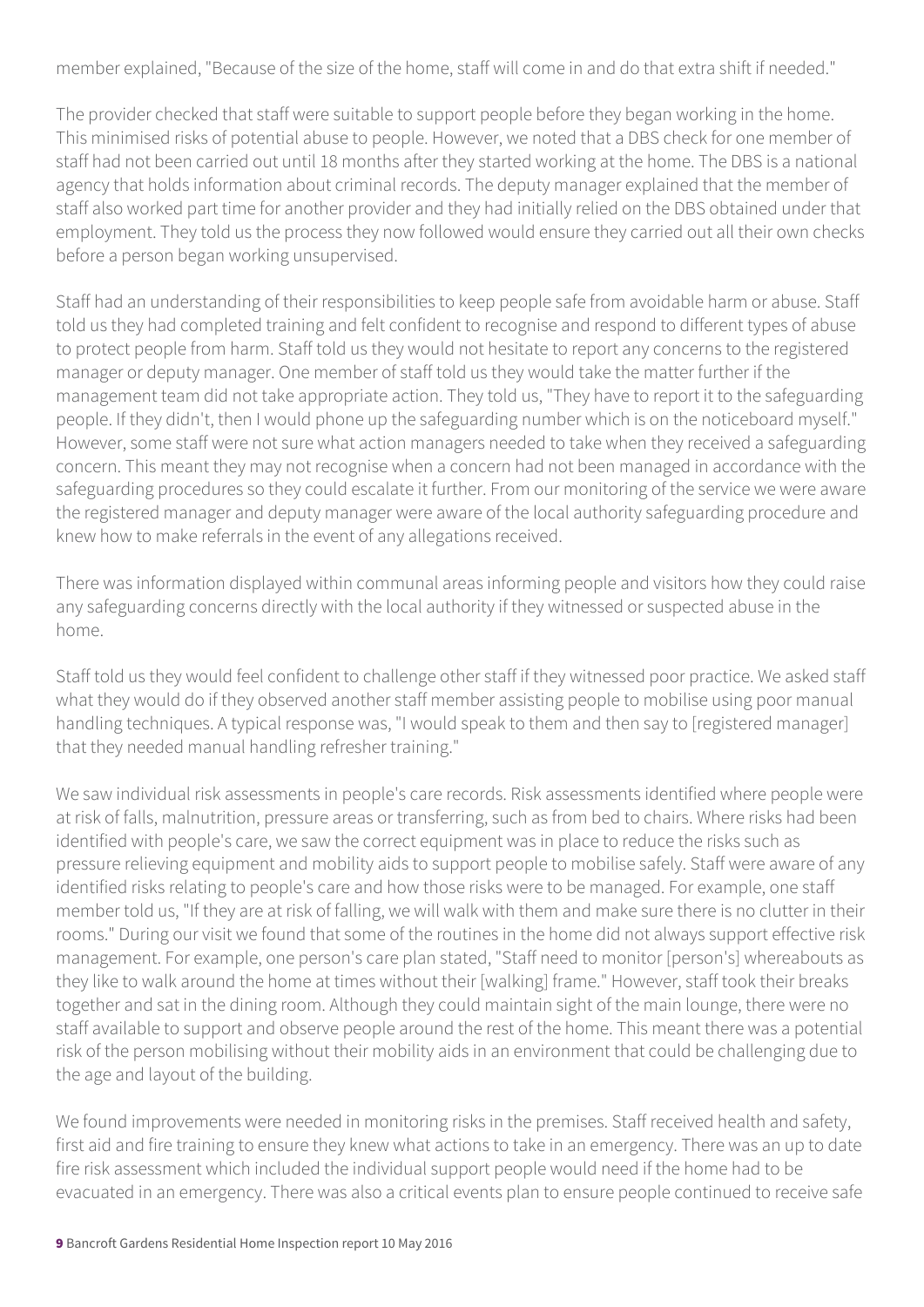member explained, "Because of the size of the home, staff will come in and do that extra shift if needed."

The provider checked that staff were suitable to support people before they began working in the home. This minimised risks of potential abuse to people. However, we noted that a DBS check for one member of staff had not been carried out until 18 months after they started working at the home. The DBS is a national agency that holds information about criminal records. The deputy manager explained that the member of staff also worked part time for another provider and they had initially relied on the DBS obtained under that employment. They told us the process they now followed would ensure they carried out all their own checks before a person began working unsupervised.

Staff had an understanding of their responsibilities to keep people safe from avoidable harm or abuse. Staff told us they had completed training and felt confident to recognise and respond to different types of abuse to protect people from harm. Staff told us they would not hesitate to report any concerns to the registered manager or deputy manager. One member of staff told us they would take the matter further if the management team did not take appropriate action. They told us, "They have to report it to the safeguarding people. If they didn't, then I would phone up the safeguarding number which is on the noticeboard myself." However, some staff were not sure what action managers needed to take when they received a safeguarding concern. This meant they may not recognise when a concern had not been managed in accordance with the safeguarding procedures so they could escalate it further. From our monitoring of the service we were aware the registered manager and deputy manager were aware of the local authority safeguarding procedure and knew how to make referrals in the event of any allegations received.

There was information displayed within communal areas informing people and visitors how they could raise any safeguarding concerns directly with the local authority if they witnessed or suspected abuse in the home.

Staff told us they would feel confident to challenge other staff if they witnessed poor practice. We asked staff what they would do if they observed another staff member assisting people to mobilise using poor manual handling techniques. A typical response was, "I would speak to them and then say to [registered manager] that they needed manual handling refresher training."

We saw individual risk assessments in people's care records. Risk assessments identified where people were at risk of falls, malnutrition, pressure areas or transferring, such as from bed to chairs. Where risks had been identified with people's care, we saw the correct equipment was in place to reduce the risks such as pressure relieving equipment and mobility aids to support people to mobilise safely. Staff were aware of any identified risks relating to people's care and how those risks were to be managed. For example, one staff member told us, "If they are at risk of falling, we will walk with them and make sure there is no clutter in their rooms." During our visit we found that some of the routines in the home did not always support effective risk management. For example, one person's care plan stated, "Staff need to monitor [person's] whereabouts as they like to walk around the home at times without their [walking] frame." However, staff took their breaks together and sat in the dining room. Although they could maintain sight of the main lounge, there were no staff available to support and observe people around the rest of the home. This meant there was a potential risk of the person mobilising without their mobility aids in an environment that could be challenging due to the age and layout of the building.

We found improvements were needed in monitoring risks in the premises. Staff received health and safety, first aid and fire training to ensure they knew what actions to take in an emergency. There was an up to date fire risk assessment which included the individual support people would need if the home had to be evacuated in an emergency. There was also a critical events plan to ensure people continued to receive safe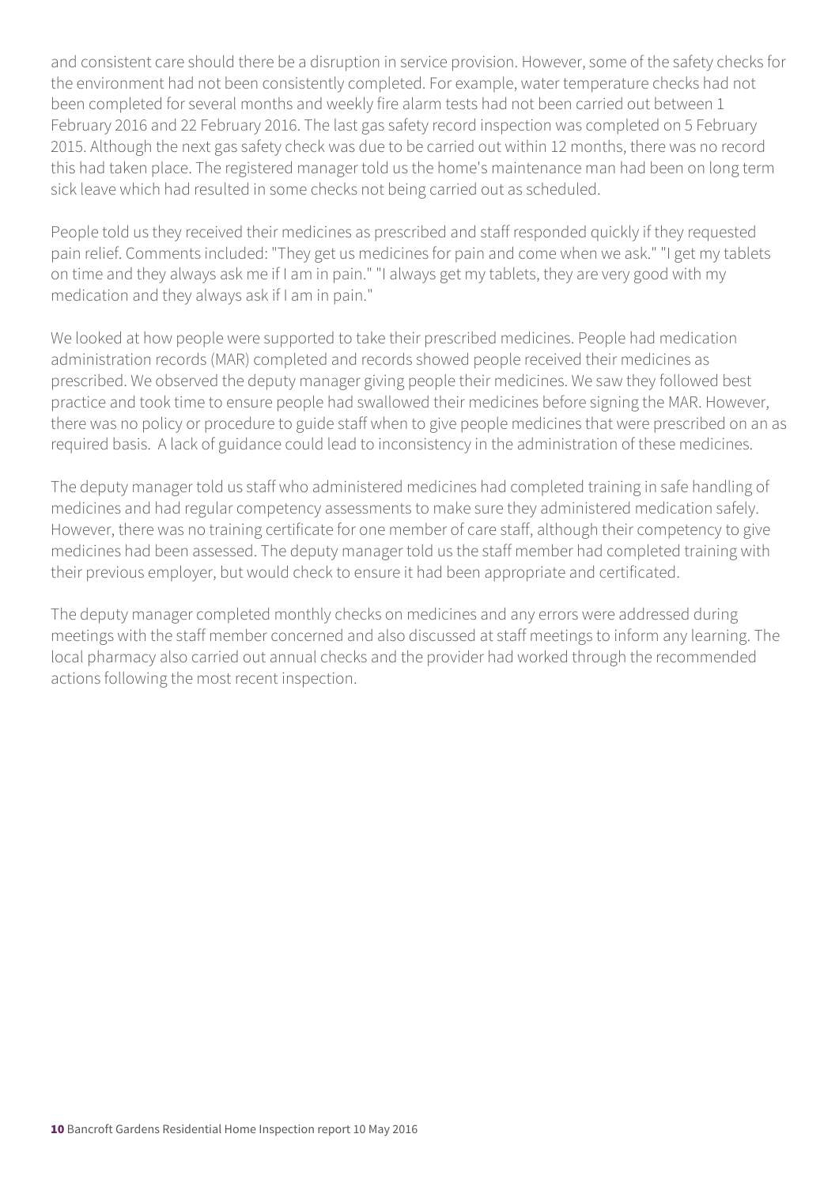and consistent care should there be a disruption in service provision. However, some of the safety checks for the environment had not been consistently completed. For example, water temperature checks had not been completed for several months and weekly fire alarm tests had not been carried out between 1 February 2016 and 22 February 2016. The last gas safety record inspection was completed on 5 February 2015. Although the next gas safety check was due to be carried out within 12 months, there was no record this had taken place. The registered manager told us the home's maintenance man had been on long term sick leave which had resulted in some checks not being carried out as scheduled.

People told us they received their medicines as prescribed and staff responded quickly if they requested pain relief. Comments included: "They get us medicines for pain and come when we ask." "I get my tablets on time and they always ask me if I am in pain." "I always get my tablets, they are very good with my medication and they always ask if I am in pain."

We looked at how people were supported to take their prescribed medicines. People had medication administration records (MAR) completed and records showed people received their medicines as prescribed. We observed the deputy manager giving people their medicines. We saw they followed best practice and took time to ensure people had swallowed their medicines before signing the MAR. However, there was no policy or procedure to guide staff when to give people medicines that were prescribed on an as required basis. A lack of guidance could lead to inconsistency in the administration of these medicines.

The deputy manager told us staff who administered medicines had completed training in safe handling of medicines and had regular competency assessments to make sure they administered medication safely. However, there was no training certificate for one member of care staff, although their competency to give medicines had been assessed. The deputy manager told us the staff member had completed training with their previous employer, but would check to ensure it had been appropriate and certificated.

The deputy manager completed monthly checks on medicines and any errors were addressed during meetings with the staff member concerned and also discussed at staff meetings to inform any learning. The local pharmacy also carried out annual checks and the provider had worked through the recommended actions following the most recent inspection.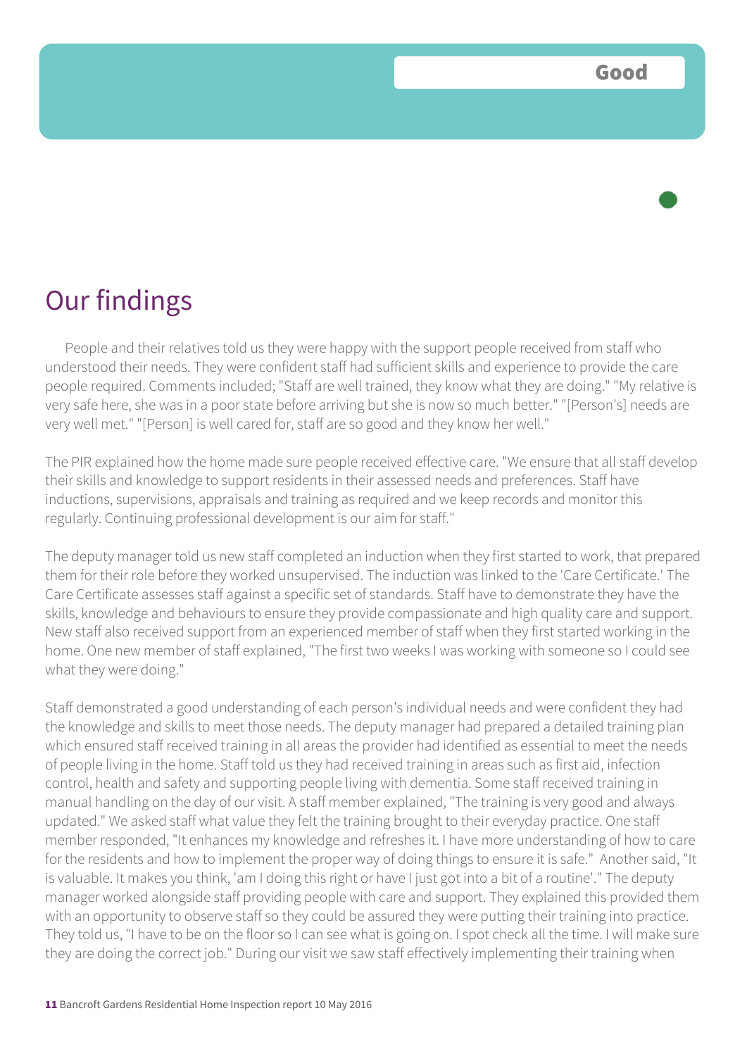Good

## Our findings

People and their relatives told us they were happy with the support people received from staff who understood their needs. They were confident staff had sufficient skills and experience to provide the care people required. Comments included; "Staff are well trained, they know what they are doing." "My relative is very safe here, she was in a poor state before arriving but she is now so much better." "[Person's] needs are very well met." "[Person] is well cared for, staff are so good and they know her well."

The PIR explained how the home made sure people received effective care. "We ensure that all staff develop their skills and knowledge to support residents in their assessed needs and preferences. Staff have inductions, supervisions, appraisals and training as required and we keep records and monitor this regularly. Continuing professional development is our aim for staff."

The deputy manager told us new staff completed an induction when they first started to work, that prepared them for their role before they worked unsupervised. The induction was linked to the 'Care Certificate.' The Care Certificate assesses staff against a specific set of standards. Staff have to demonstrate they have the skills, knowledge and behaviours to ensure they provide compassionate and high quality care and support. New staff also received support from an experienced member of staff when they first started working in the home. One new member of staff explained, "The first two weeks I was working with someone so I could see what they were doing."

Staff demonstrated a good understanding of each person's individual needs and were confident they had the knowledge and skills to meet those needs. The deputy manager had prepared a detailed training plan which ensured staff received training in all areas the provider had identified as essential to meet the needs of people living in the home. Staff told us they had received training in areas such as first aid, infection control, health and safety and supporting people living with dementia. Some staff received training in manual handling on the day of our visit. A staff member explained, "The training is very good and always updated." We asked staff what value they felt the training brought to their everyday practice. One staff member responded, "It enhances my knowledge and refreshes it. I have more understanding of how to care for the residents and how to implement the proper way of doing things to ensure it is safe." Another said, "It is valuable. It makes you think, 'am I doing this right or have I just got into a bit of a routine'." The deputy manager worked alongside staff providing people with care and support. They explained this provided them with an opportunity to observe staff so they could be assured they were putting their training into practice. They told us, "I have to be on the floor so I can see what is going on. I spot check all the time. I will make sure they are doing the correct job." During our visit we saw staff effectively implementing their training when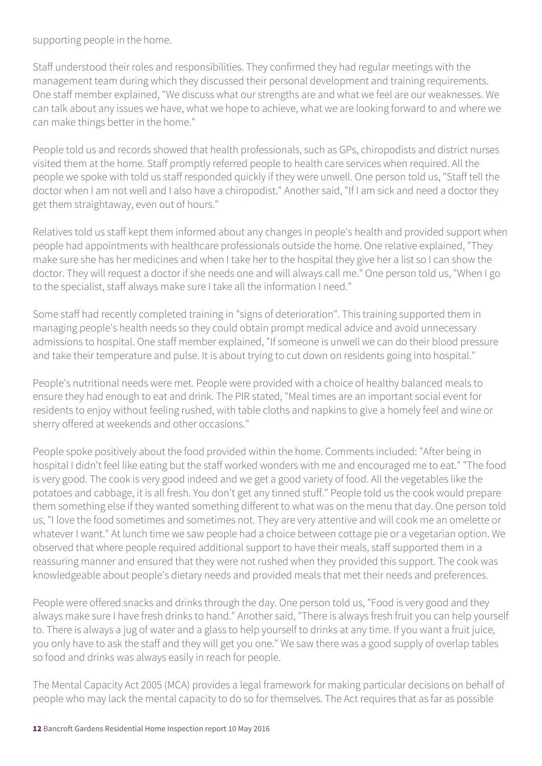supporting people in the home.

Staff understood their roles and responsibilities. They confirmed they had regular meetings with the management team during which they discussed their personal development and training requirements. One staff member explained, "We discuss what our strengths are and what we feel are our weaknesses. We can talk about any issues we have, what we hope to achieve, what we are looking forward to and where we can make things better in the home."

People told us and records showed that health professionals, such as GPs, chiropodists and district nurses visited them at the home. Staff promptly referred people to health care services when required. All the people we spoke with told us staff responded quickly if they were unwell. One person told us, "Staff tell the doctor when I am not well and I also have a chiropodist." Another said, "If I am sick and need a doctor they get them straightaway, even out of hours."

Relatives told us staff kept them informed about any changes in people's health and provided support when people had appointments with healthcare professionals outside the home. One relative explained, "They make sure she has her medicines and when I take her to the hospital they give her a list so I can show the doctor. They will request a doctor if she needs one and will always call me." One person told us, "When I go to the specialist, staff always make sure I take all the information I need."

Some staff had recently completed training in "signs of deterioration". This training supported them in managing people's health needs so they could obtain prompt medical advice and avoid unnecessary admissions to hospital. One staff member explained, "If someone is unwell we can do their blood pressure and take their temperature and pulse. It is about trying to cut down on residents going into hospital."

People's nutritional needs were met. People were provided with a choice of healthy balanced meals to ensure they had enough to eat and drink. The PIR stated, "Meal times are an important social event for residents to enjoy without feeling rushed, with table cloths and napkins to give a homely feel and wine or sherry offered at weekends and other occasions."

People spoke positively about the food provided within the home. Comments included: "After being in hospital I didn't feel like eating but the staff worked wonders with me and encouraged me to eat." "The food is very good. The cook is very good indeed and we get a good variety of food. All the vegetables like the potatoes and cabbage, it is all fresh. You don't get any tinned stuff." People told us the cook would prepare them something else if they wanted something different to what was on the menu that day. One person told us, "I love the food sometimes and sometimes not. They are very attentive and will cook me an omelette or whatever I want." At lunch time we saw people had a choice between cottage pie or a vegetarian option. We observed that where people required additional support to have their meals, staff supported them in a reassuring manner and ensured that they were not rushed when they provided this support. The cook was knowledgeable about people's dietary needs and provided meals that met their needs and preferences.

People were offered snacks and drinks through the day. One person told us, "Food is very good and they always make sure I have fresh drinks to hand." Another said, "There is always fresh fruit you can help yourself to. There is always a jug of water and a glass to help yourself to drinks at any time. If you want a fruit juice, you only have to ask the staff and they will get you one." We saw there was a good supply of overlap tables so food and drinks was always easily in reach for people.

The Mental Capacity Act 2005 (MCA) provides a legal framework for making particular decisions on behalf of people who may lack the mental capacity to do so for themselves. The Act requires that as far as possible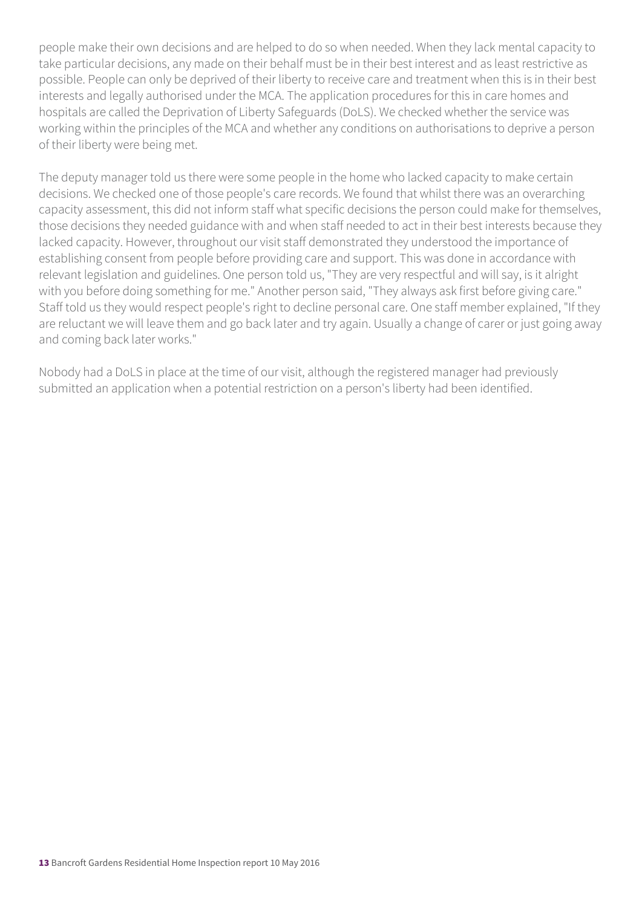people make their own decisions and are helped to do so when needed. When they lack mental capacity to take particular decisions, any made on their behalf must be in their best interest and as least restrictive as possible. People can only be deprived of their liberty to receive care and treatment when this is in their best interests and legally authorised under the MCA. The application procedures for this in care homes and hospitals are called the Deprivation of Liberty Safeguards (DoLS). We checked whether the service was working within the principles of the MCA and whether any conditions on authorisations to deprive a person of their liberty were being met.

The deputy manager told us there were some people in the home who lacked capacity to make certain decisions. We checked one of those people's care records. We found that whilst there was an overarching capacity assessment, this did not inform staff what specific decisions the person could make for themselves, those decisions they needed guidance with and when staff needed to act in their best interests because they lacked capacity. However, throughout our visit staff demonstrated they understood the importance of establishing consent from people before providing care and support. This was done in accordance with relevant legislation and guidelines. One person told us, "They are very respectful and will say, is it alright with you before doing something for me." Another person said, "They always ask first before giving care." Staff told us they would respect people's right to decline personal care. One staff member explained, "If they are reluctant we will leave them and go back later and try again. Usually a change of carer or just going away and coming back later works."

Nobody had a DoLS in place at the time of our visit, although the registered manager had previously submitted an application when a potential restriction on a person's liberty had been identified.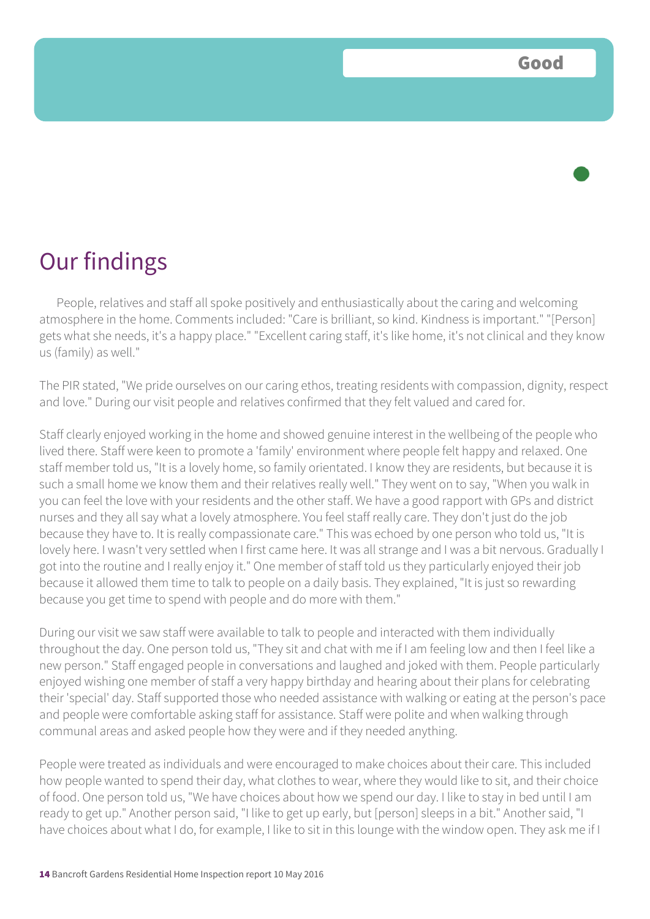Good

# Our findings

People, relatives and staff all spoke positively and enthusiastically about the caring and welcoming atmosphere in the home. Comments included: "Care is brilliant, so kind. Kindness is important." "[Person] gets what she needs, it's a happy place." "Excellent caring staff, it's like home, it's not clinical and they know us (family) as well."

The PIR stated, "We pride ourselves on our caring ethos, treating residents with compassion, dignity, respect and love." During our visit people and relatives confirmed that they felt valued and cared for.

Staff clearly enjoyed working in the home and showed genuine interest in the wellbeing of the people who lived there. Staff were keen to promote a 'family' environment where people felt happy and relaxed. One staff member told us, "It is a lovely home, so family orientated. I know they are residents, but because it is such a small home we know them and their relatives really well." They went on to say, "When you walk in you can feel the love with your residents and the other staff. We have a good rapport with GPs and district nurses and they all say what a lovely atmosphere. You feel staff really care. They don't just do the job because they have to. It is really compassionate care." This was echoed by one person who told us, "It is lovely here. I wasn't very settled when I first came here. It was all strange and I was a bit nervous. Gradually I got into the routine and I really enjoy it." One member of staff told us they particularly enjoyed their job because it allowed them time to talk to people on a daily basis. They explained, "It is just so rewarding because you get time to spend with people and do more with them."

During our visit we saw staff were available to talk to people and interacted with them individually throughout the day. One person told us, "They sit and chat with me if I am feeling low and then I feel like a new person." Staff engaged people in conversations and laughed and joked with them. People particularly enjoyed wishing one member of staff a very happy birthday and hearing about their plans for celebrating their 'special' day. Staff supported those who needed assistance with walking or eating at the person's pace and people were comfortable asking staff for assistance. Staff were polite and when walking through communal areas and asked people how they were and if they needed anything.

People were treated as individuals and were encouraged to make choices about their care. This included how people wanted to spend their day, what clothes to wear, where they would like to sit, and their choice of food. One person told us, "We have choices about how we spend our day. I like to stay in bed until I am ready to get up." Another person said, "I like to get up early, but [person] sleeps in a bit." Another said, "I have choices about what I do, for example, I like to sit in this lounge with the window open. They ask me if I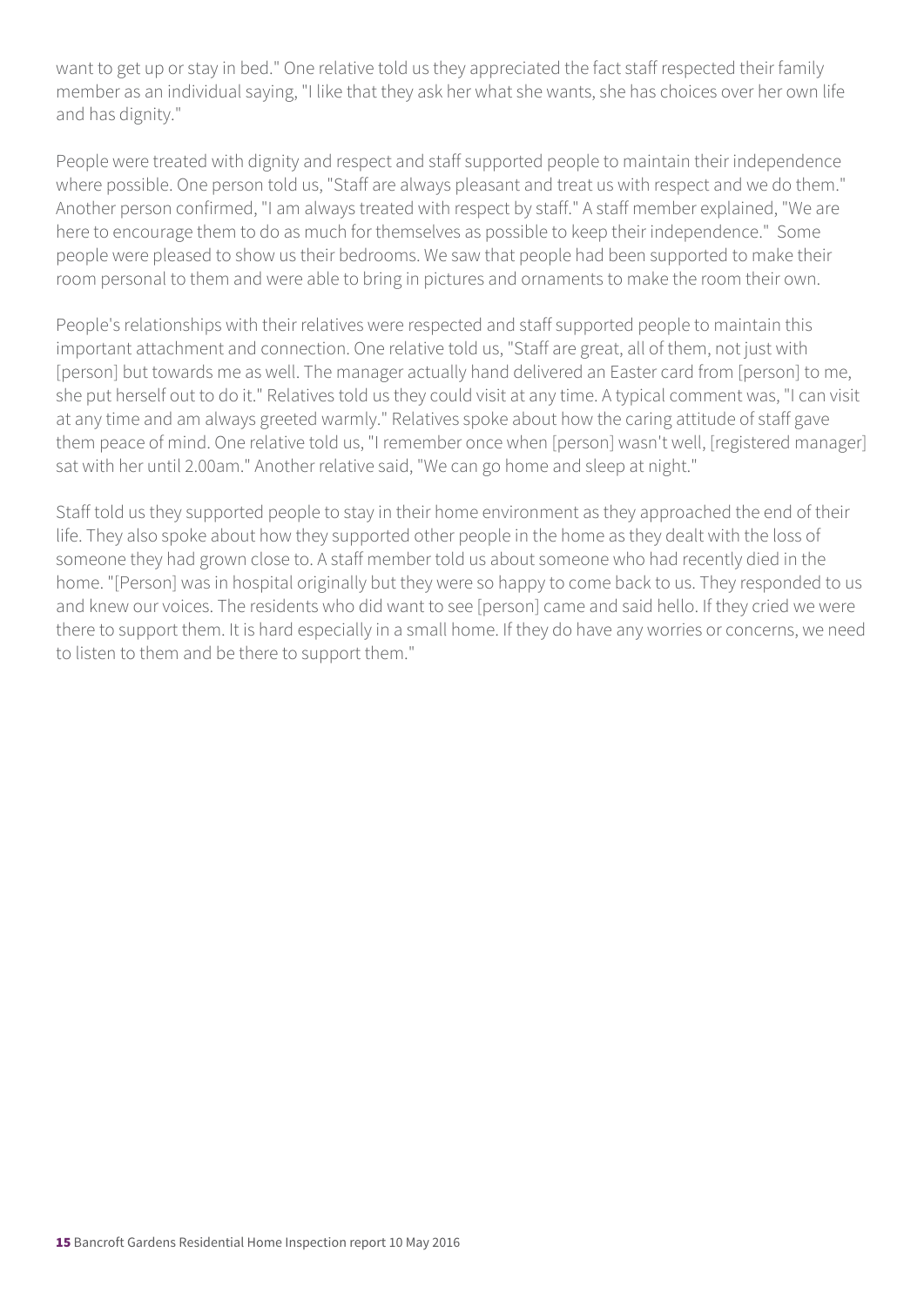want to get up or stay in bed." One relative told us they appreciated the fact staff respected their family member as an individual saying, "I like that they ask her what she wants, she has choices over her own life and has dignity."

People were treated with dignity and respect and staff supported people to maintain their independence where possible. One person told us, "Staff are always pleasant and treat us with respect and we do them." Another person confirmed, "I am always treated with respect by staff." A staff member explained, "We are here to encourage them to do as much for themselves as possible to keep their independence." Some people were pleased to show us their bedrooms. We saw that people had been supported to make their room personal to them and were able to bring in pictures and ornaments to make the room their own.

People's relationships with their relatives were respected and staff supported people to maintain this important attachment and connection. One relative told us, "Staff are great, all of them, not just with [person] but towards me as well. The manager actually hand delivered an Easter card from [person] to me, she put herself out to do it." Relatives told us they could visit at any time. A typical comment was, "I can visit at any time and am always greeted warmly." Relatives spoke about how the caring attitude of staff gave them peace of mind. One relative told us, "I remember once when [person] wasn't well, [registered manager] sat with her until 2.00am." Another relative said, "We can go home and sleep at night."

Staff told us they supported people to stay in their home environment as they approached the end of their life. They also spoke about how they supported other people in the home as they dealt with the loss of someone they had grown close to. A staff member told us about someone who had recently died in the home. "[Person] was in hospital originally but they were so happy to come back to us. They responded to us and knew our voices. The residents who did want to see [person] came and said hello. If they cried we were there to support them. It is hard especially in a small home. If they do have any worries or concerns, we need to listen to them and be there to support them."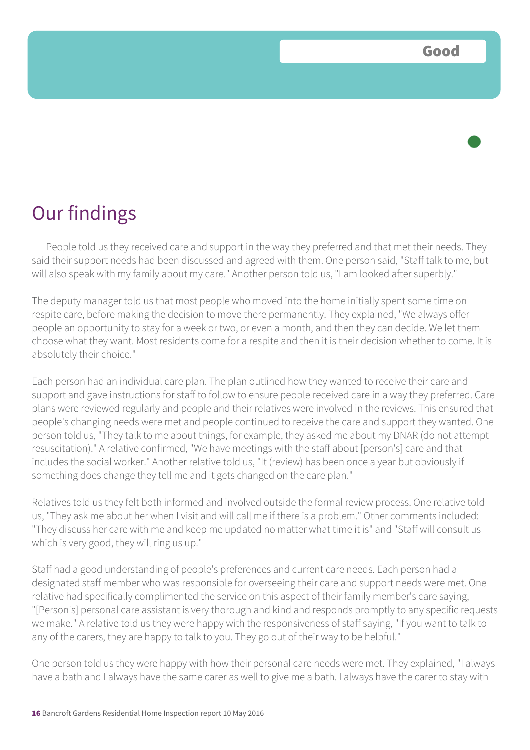Good

## Our findings

People told us they received care and support in the way they preferred and that met their needs. They said their support needs had been discussed and agreed with them. One person said, "Staff talk to me, but will also speak with my family about my care." Another person told us, "I am looked after superbly."

The deputy manager told us that most people who moved into the home initially spent some time on respite care, before making the decision to move there permanently. They explained, "We always offer people an opportunity to stay for a week or two, or even a month, and then they can decide. We let them choose what they want. Most residents come for a respite and then it is their decision whether to come. It is absolutely their choice."

Each person had an individual care plan. The plan outlined how they wanted to receive their care and support and gave instructions for staff to follow to ensure people received care in a way they preferred. Care plans were reviewed regularly and people and their relatives were involved in the reviews. This ensured that people's changing needs were met and people continued to receive the care and support they wanted. One person told us, "They talk to me about things, for example, they asked me about my DNAR (do not attempt resuscitation)." A relative confirmed, "We have meetings with the staff about [person's] care and that includes the social worker." Another relative told us, "It (review) has been once a year but obviously if something does change they tell me and it gets changed on the care plan."

Relatives told us they felt both informed and involved outside the formal review process. One relative told us, "They ask me about her when I visit and will call me if there is a problem." Other comments included: "They discuss her care with me and keep me updated no matter what time it is" and "Staff will consult us which is very good, they will ring us up."

Staff had a good understanding of people's preferences and current care needs. Each person had a designated staff member who was responsible for overseeing their care and support needs were met. One relative had specifically complimented the service on this aspect of their family member's care saying, "[Person's] personal care assistant is very thorough and kind and responds promptly to any specific requests we make." A relative told us they were happy with the responsiveness of staff saying, "If you want to talk to any of the carers, they are happy to talk to you. They go out of their way to be helpful."

One person told us they were happy with how their personal care needs were met. They explained, "I always have a bath and I always have the same carer as well to give me a bath. I always have the carer to stay with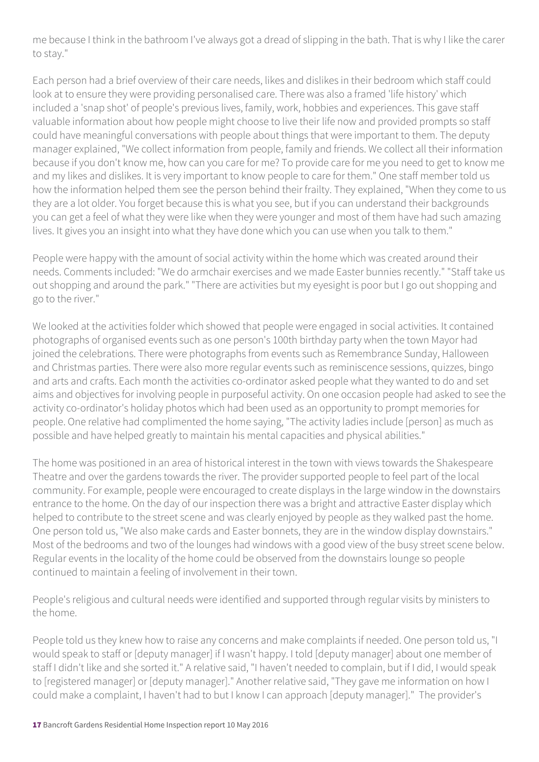me because I think in the bathroom I've always got a dread of slipping in the bath. That is why I like the carer to stay."

Each person had a brief overview of their care needs, likes and dislikes in their bedroom which staff could look at to ensure they were providing personalised care. There was also a framed 'life history' which included a 'snap shot' of people's previous lives, family, work, hobbies and experiences. This gave staff valuable information about how people might choose to live their life now and provided prompts so staff could have meaningful conversations with people about things that were important to them. The deputy manager explained, "We collect information from people, family and friends. We collect all their information because if you don't know me, how can you care for me? To provide care for me you need to get to know me and my likes and dislikes. It is very important to know people to care for them." One staff member told us how the information helped them see the person behind their frailty. They explained, "When they come to us they are a lot older. You forget because this is what you see, but if you can understand their backgrounds you can get a feel of what they were like when they were younger and most of them have had such amazing lives. It gives you an insight into what they have done which you can use when you talk to them."

People were happy with the amount of social activity within the home which was created around their needs. Comments included: "We do armchair exercises and we made Easter bunnies recently." "Staff take us out shopping and around the park." "There are activities but my eyesight is poor but I go out shopping and go to the river."

We looked at the activities folder which showed that people were engaged in social activities. It contained photographs of organised events such as one person's 100th birthday party when the town Mayor had joined the celebrations. There were photographs from events such as Remembrance Sunday, Halloween and Christmas parties. There were also more regular events such as reminiscence sessions, quizzes, bingo and arts and crafts. Each month the activities co-ordinator asked people what they wanted to do and set aims and objectives for involving people in purposeful activity. On one occasion people had asked to see the activity co-ordinator's holiday photos which had been used as an opportunity to prompt memories for people. One relative had complimented the home saying, "The activity ladies include [person] as much as possible and have helped greatly to maintain his mental capacities and physical abilities."

The home was positioned in an area of historical interest in the town with views towards the Shakespeare Theatre and over the gardens towards the river. The provider supported people to feel part of the local community. For example, people were encouraged to create displays in the large window in the downstairs entrance to the home. On the day of our inspection there was a bright and attractive Easter display which helped to contribute to the street scene and was clearly enjoyed by people as they walked past the home. One person told us, "We also make cards and Easter bonnets, they are in the window display downstairs." Most of the bedrooms and two of the lounges had windows with a good view of the busy street scene below. Regular events in the locality of the home could be observed from the downstairs lounge so people continued to maintain a feeling of involvement in their town.

People's religious and cultural needs were identified and supported through regular visits by ministers to the home.

People told us they knew how to raise any concerns and make complaints if needed. One person told us, "I would speak to staff or [deputy manager] if I wasn't happy. I told [deputy manager] about one member of staff I didn't like and she sorted it." A relative said, "I haven't needed to complain, but if I did, I would speak to [registered manager] or [deputy manager]." Another relative said, "They gave me information on how I could make a complaint, I haven't had to but I know I can approach [deputy manager]." The provider's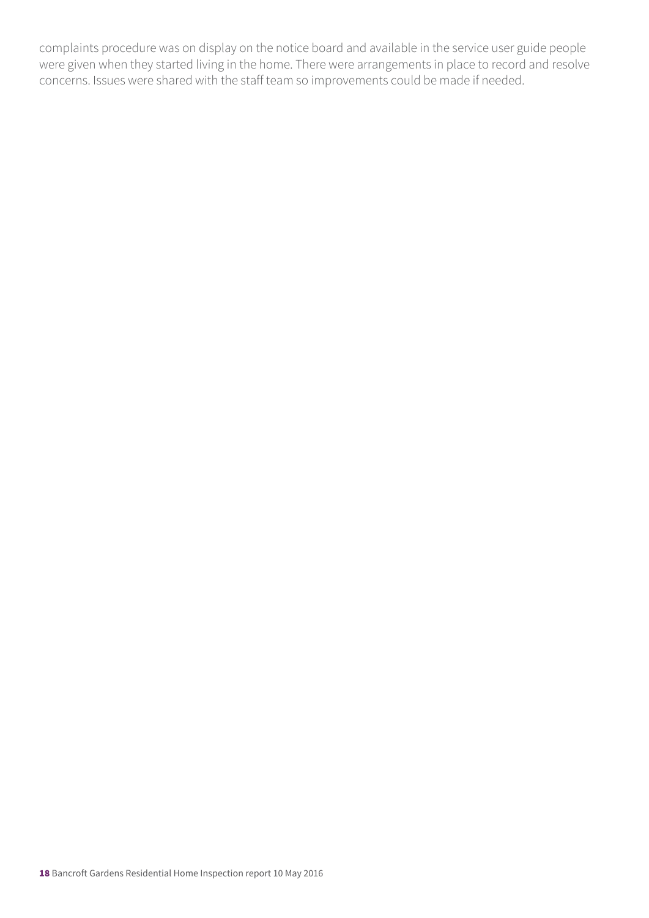complaints procedure was on display on the notice board and available in the service user guide people were given when they started living in the home. There were arrangements in place to record and resolve concerns. Issues were shared with the staff team so improvements could be made if needed.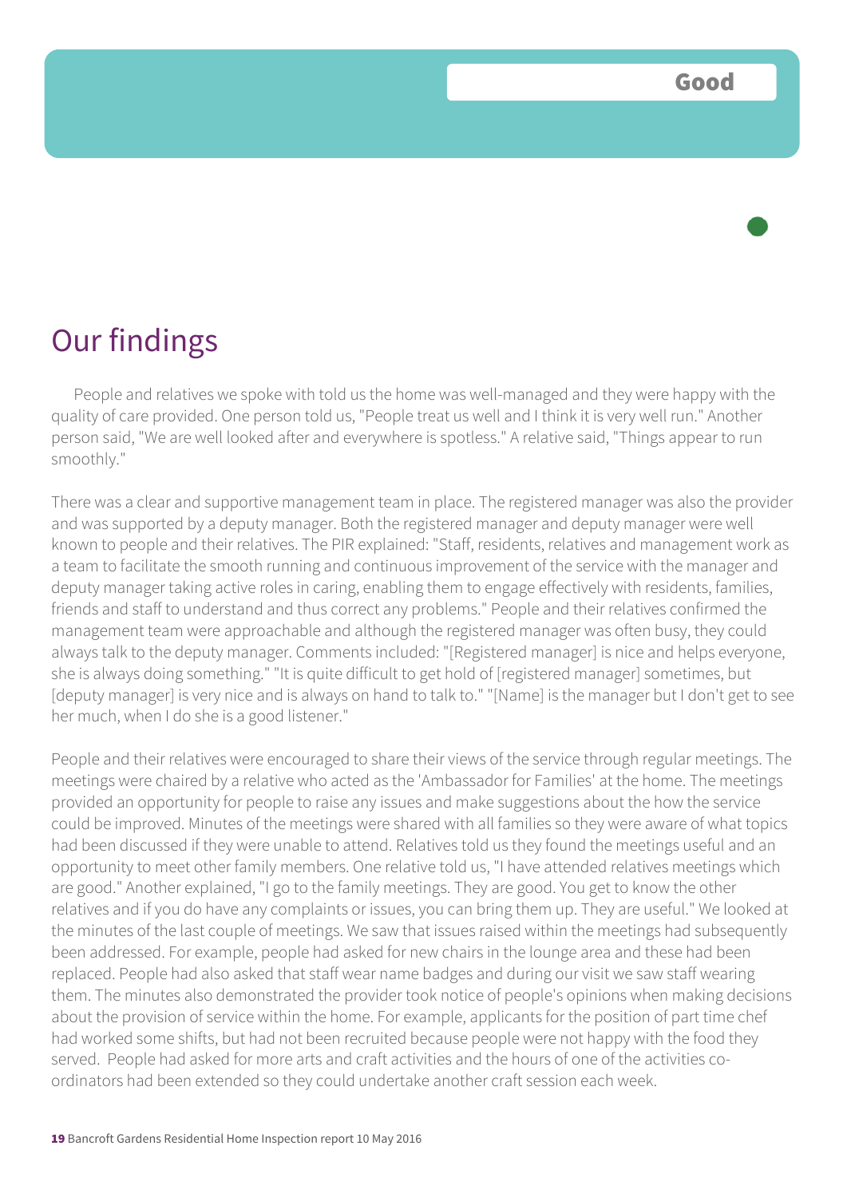Good

# Our findings

People and relatives we spoke with told us the home was well-managed and they were happy with the quality of care provided. One person told us, "People treat us well and I think it is very well run." Another person said, "We are well looked after and everywhere is spotless." A relative said, "Things appear to run smoothly."

There was a clear and supportive management team in place. The registered manager was also the provider and was supported by a deputy manager. Both the registered manager and deputy manager were well known to people and their relatives. The PIR explained: "Staff, residents, relatives and management work as a team to facilitate the smooth running and continuous improvement of the service with the manager and deputy manager taking active roles in caring, enabling them to engage effectively with residents, families, friends and staff to understand and thus correct any problems." People and their relatives confirmed the management team were approachable and although the registered manager was often busy, they could always talk to the deputy manager. Comments included: "[Registered manager] is nice and helps everyone, she is always doing something." "It is quite difficult to get hold of [registered manager] sometimes, but [deputy manager] is very nice and is always on hand to talk to." "[Name] is the manager but I don't get to see her much, when I do she is a good listener."

People and their relatives were encouraged to share their views of the service through regular meetings. The meetings were chaired by a relative who acted as the 'Ambassador for Families' at the home. The meetings provided an opportunity for people to raise any issues and make suggestions about the how the service could be improved. Minutes of the meetings were shared with all families so they were aware of what topics had been discussed if they were unable to attend. Relatives told us they found the meetings useful and an opportunity to meet other family members. One relative told us, "I have attended relatives meetings which are good." Another explained, "I go to the family meetings. They are good. You get to know the other relatives and if you do have any complaints or issues, you can bring them up. They are useful." We looked at the minutes of the last couple of meetings. We saw that issues raised within the meetings had subsequently been addressed. For example, people had asked for new chairs in the lounge area and these had been replaced. People had also asked that staff wear name badges and during our visit we saw staff wearing them. The minutes also demonstrated the provider took notice of people's opinions when making decisions about the provision of service within the home. For example, applicants for the position of part time chef had worked some shifts, but had not been recruited because people were not happy with the food they served. People had asked for more arts and craft activities and the hours of one of the activities co-ordinators had been extended so they could undertake another craft session each week.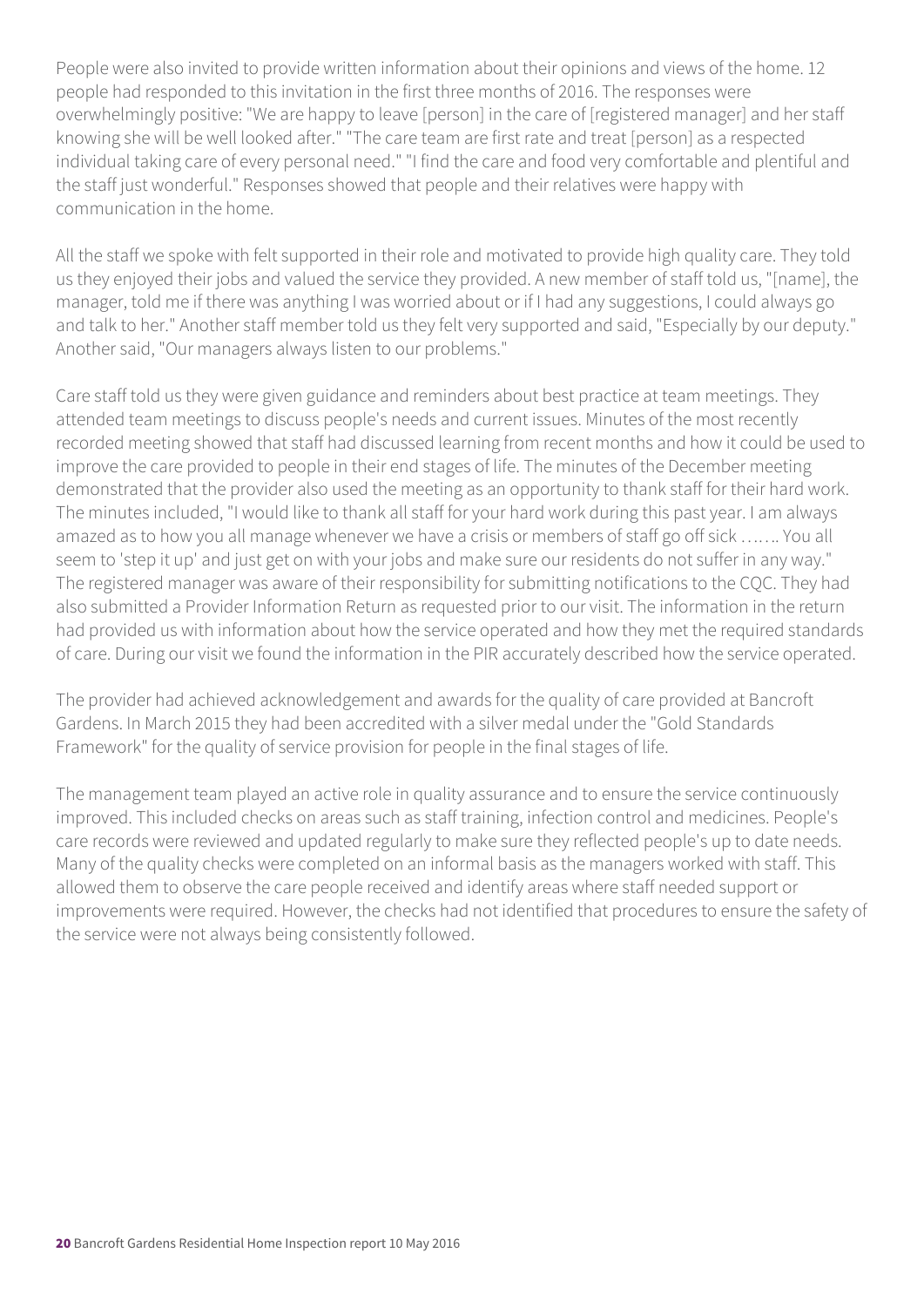People were also invited to provide written information about their opinions and views of the home. 12 people had responded to this invitation in the first three months of 2016. The responses were overwhelmingly positive: "We are happy to leave [person] in the care of [registered manager] and her staff knowing she will be well looked after." "The care team are first rate and treat [person] as a respected individual taking care of every personal need." "I find the care and food very comfortable and plentiful and the staff just wonderful." Responses showed that people and their relatives were happy with communication in the home.

All the staff we spoke with felt supported in their role and motivated to provide high quality care. They told us they enjoyed their jobs and valued the service they provided. A new member of staff told us, "[name], the manager, told me if there was anything I was worried about or if I had any suggestions, I could always go and talk to her." Another staff member told us they felt very supported and said, "Especially by our deputy." Another said, "Our managers always listen to our problems."

Care staff told us they were given guidance and reminders about best practice at team meetings. They attended team meetings to discuss people's needs and current issues. Minutes of the most recently recorded meeting showed that staff had discussed learning from recent months and how it could be used to improve the care provided to people in their end stages of life. The minutes of the December meeting demonstrated that the provider also used the meeting as an opportunity to thank staff for their hard work. The minutes included, "I would like to thank all staff for your hard work during this past year. I am always amazed as to how you all manage whenever we have a crisis or members of staff go off sick …….. You all seem to 'step it up' and just get on with your jobs and make sure our residents do not suffer in any way." The registered manager was aware of their responsibility for submitting notifications to the CQC. They had also submitted a Provider Information Return as requested prior to our visit. The information in the return had provided us with information about how the service operated and how they met the required standards of care. During our visit we found the information in the PIR accurately described how the service operated.

The provider had achieved acknowledgement and awards for the quality of care provided at Bancroft Gardens. In March 2015 they had been accredited with a silver medal under the "Gold Standards Framework" for the quality of service provision for people in the final stages of life.

The management team played an active role in quality assurance and to ensure the service continuously improved. This included checks on areas such as staff training, infection control and medicines. People's care records were reviewed and updated regularly to make sure they reflected people's up to date needs. Many of the quality checks were completed on an informal basis as the managers worked with staff. This allowed them to observe the care people received and identify areas where staff needed support or improvements were required. However, the checks had not identified that procedures to ensure the safety of the service were not always being consistently followed.